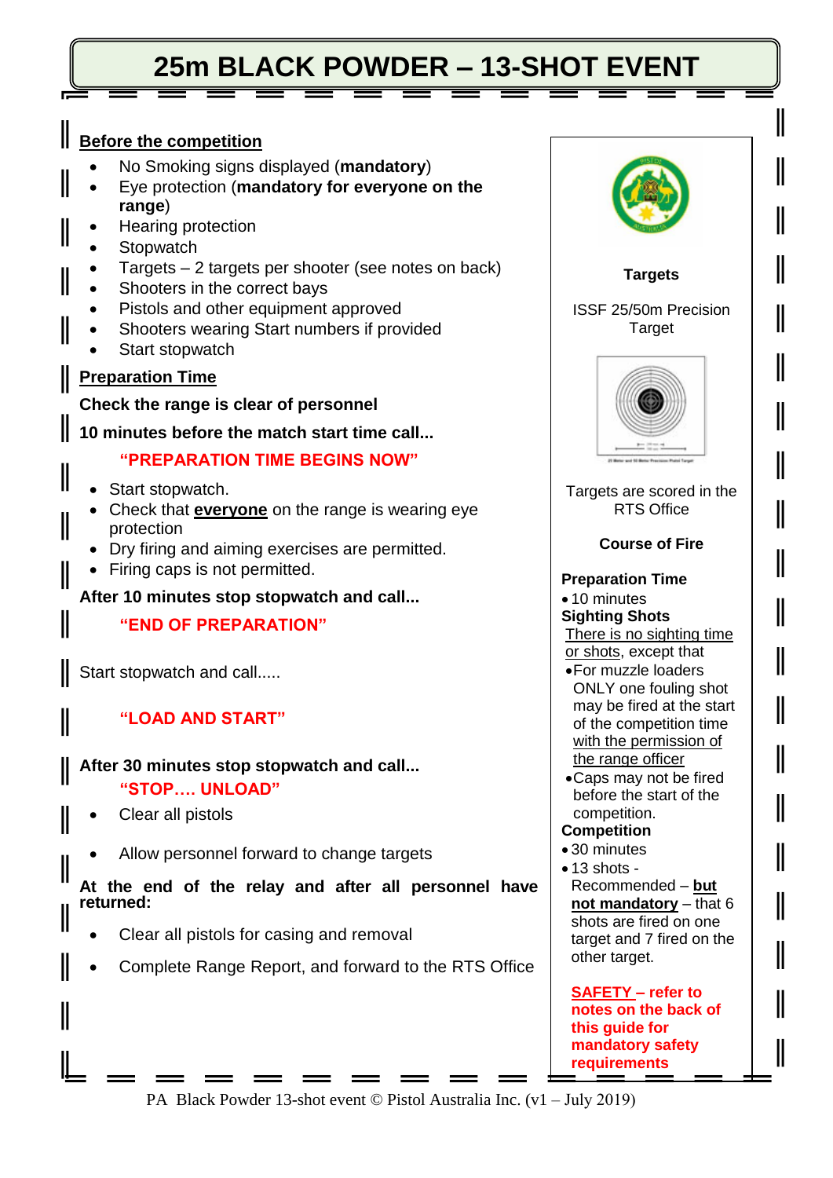# 25m BLACK POWDER – 13-SHOT EVENT

## Before the competition

- No Smoking signs displayed (**mandatory**)
- Eye protection (**mandatory for everyone on the range**)
- Hearing protection
- Stopwatch
- Targets – 2 targets per shooter (see notes on back)
- Shooters in the correct bays
- Pistols and other equipment approved
- Shooters wearing Start numbers if provided
- Start stopwatch

## Preparation Time

**Check the range is clear of personnel**

**10 minutes before the match start time call...**

**"PREPARATION TIME BEGINS NOW"**

- Start stopwatch.
- Check that **everyone** on the range is wearing eye protection
- Dry firing and aiming exercises are permitted.
- Firing caps is not permitted.

**After 10 minutes stop stopwatch and call...**

**"END OF PREPARATION"**

Start stopwatch and call.....

**"LOAD AND START"**

**After 30 minutes stop stopwatch and call...**

**"STOP…. UNLOAD"**

- Clear all pistols
- Allow personnel forward to change targets

**At the end of the relay and after all personnel have returned:**

- Clear all pistols for casing and removal
- Complete Range Report, and forward to the RTS Office

**Targets**

ISSF 25/50m Precision Target

Targets are scored in the RTS Office

**Course of Fire**

**Preparation Time**
- 10 minutes

**Sighting Shots**

There is no sighting time or shots, except that
- For muzzle loaders ONLY one fouling shot may be fired at the start of the competition time with the permission of the range officer
- Caps may not be fired before the start of the competition.

**Competition**
- 30 minutes
- 13 shots - Recommended – **but not mandatory** – that 6 shots are fired on one target and 7 fired on the other target.

**SAFETY – refer to notes on the back of this guide for mandatory safety requirements**

PA Black Powder 13-shot event © Pistol Australia Inc. (v1 – July 2019)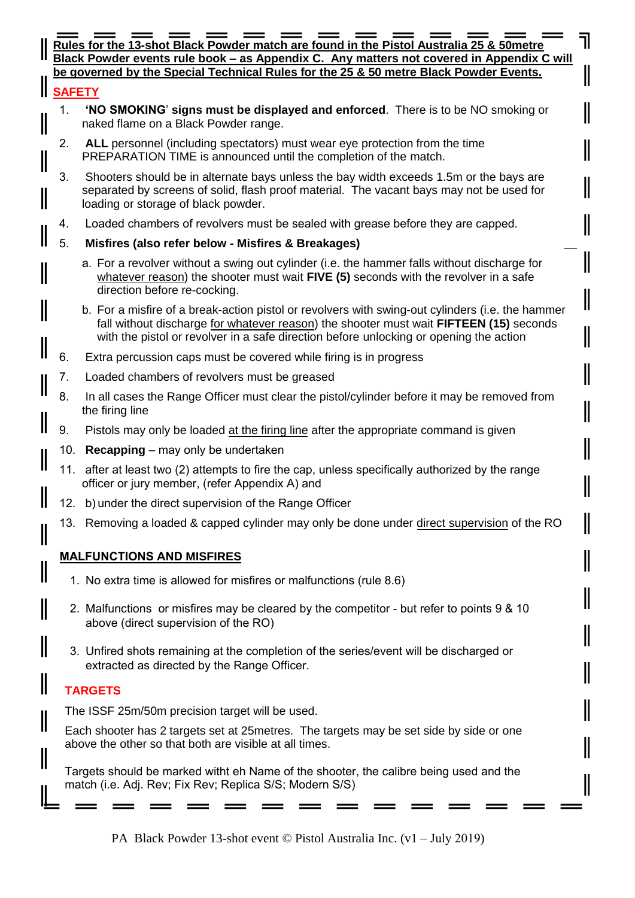**Rules for the 13-shot Black Powder match are found in the Pistol Australia 25 & 50metre Black Powder events rule book – as Appendix C. Any matters not covered in Appendix C will be governed by the Special Technical Rules for the 25 & 50 metre Black Powder Events.**

## SAFETY

1. **'NO SMOKING' signs must be displayed and enforced**. There is to be NO smoking or naked flame on a Black Powder range.
2. **ALL** personnel (including spectators) must wear eye protection from the time PREPARATION TIME is announced until the completion of the match.
3. Shooters should be in alternate bays unless the bay width exceeds 1.5m or the bays are separated by screens of solid, flash proof material. The vacant bays may not be used for loading or storage of black powder.
4. Loaded chambers of revolvers must be sealed with grease before they are capped.
5. **Misfires (also refer below - Misfires & Breakages)**
   a. For a revolver without a swing out cylinder (i.e. the hammer falls without discharge for whatever reason) the shooter must wait **FIVE (5)** seconds with the revolver in a safe direction before re-cocking.
   b. For a misfire of a break-action pistol or revolvers with swing-out cylinders (i.e. the hammer fall without discharge for whatever reason) the shooter must wait **FIFTEEN (15)** seconds with the pistol or revolver in a safe direction before unlocking or opening the action
6. Extra percussion caps must be covered while firing is in progress
7. Loaded chambers of revolvers must be greased
8. In all cases the Range Officer must clear the pistol/cylinder before it may be removed from the firing line
9. Pistols may only be loaded at the firing line after the appropriate command is given
10. **Recapping** – may only be undertaken
11. after at least two (2) attempts to fire the cap, unless specifically authorized by the range officer or jury member, (refer Appendix A) and
12. b) under the direct supervision of the Range Officer
13. Removing a loaded & capped cylinder may only be done under direct supervision of the RO

## MALFUNCTIONS AND MISFIRES

1. No extra time is allowed for misfires or malfunctions (rule 8.6)
2. Malfunctions or misfires may be cleared by the competitor - but refer to points 9 & 10 above (direct supervision of the RO)
3. Unfired shots remaining at the completion of the series/event will be discharged or extracted as directed by the Range Officer.

## TARGETS

The ISSF 25m/50m precision target will be used.

Each shooter has 2 targets set at 25metres. The targets may be set side by side or one above the other so that both are visible at all times.

Targets should be marked witht eh Name of the shooter, the calibre being used and the match (i.e. Adj. Rev; Fix Rev; Replica S/S; Modern S/S)